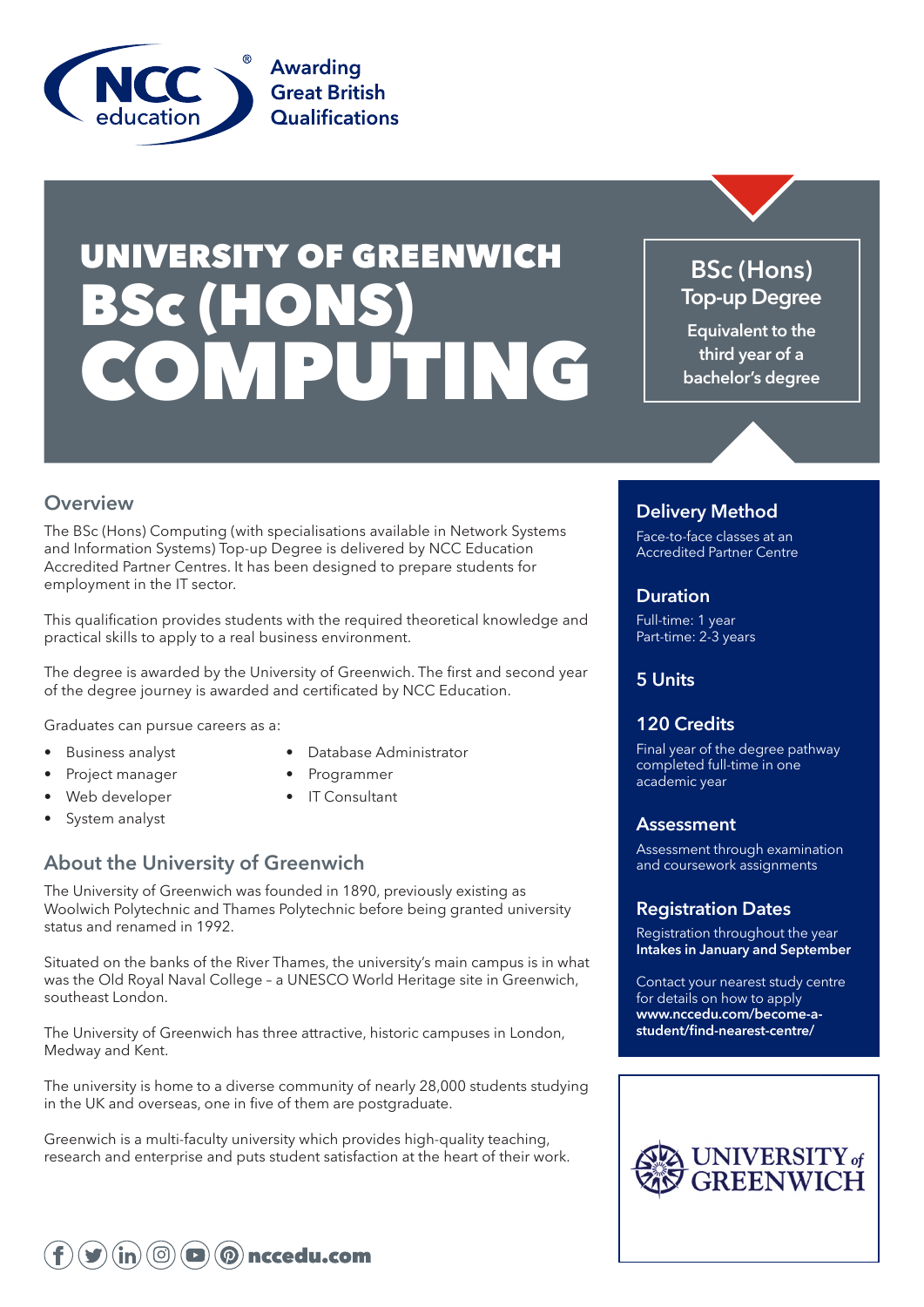NCC education — Awarding Great British Qualifications

# UNIVERSITY OF GREENWICH BSc (HONS) COMPUTING

**BSc (Hons) Top-up Degree**

Equivalent to the third year of a bachelor's degree

## Overview

The BSc (Hons) Computing (with specialisations available in Network Systems and Information Systems) Top-up Degree is delivered by NCC Education Accredited Partner Centres. It has been designed to prepare students for employment in the IT sector.

This qualification provides students with the required theoretical knowledge and practical skills to apply to a real business environment.

The degree is awarded by the University of Greenwich. The first and second year of the degree journey is awarded and certificated by NCC Education.

Graduates can pursue careers as a:

- Business analyst
- Project manager
- Web developer
- System analyst
- Database Administrator
- Programmer
- IT Consultant

## About the University of Greenwich

The University of Greenwich was founded in 1890, previously existing as Woolwich Polytechnic and Thames Polytechnic before being granted university status and renamed in 1992.

Situated on the banks of the River Thames, the university's main campus is in what was the Old Royal Naval College – a UNESCO World Heritage site in Greenwich, southeast London.

The University of Greenwich has three attractive, historic campuses in London, Medway and Kent.

The university is home to a diverse community of nearly 28,000 students studying in the UK and overseas, one in five of them are postgraduate.

Greenwich is a multi-faculty university which provides high-quality teaching, research and enterprise and puts student satisfaction at the heart of their work.

### Delivery Method

Face-to-face classes at an Accredited Partner Centre

### Duration

Full-time: 1 year
Part-time: 2-3 years

### 5 Units

### 120 Credits

Final year of the degree pathway completed full-time in one academic year

### Assessment

Assessment through examination and coursework assignments

### Registration Dates

Registration throughout the year
**Intakes in January and September**

Contact your nearest study centre for details on how to apply
**www.nccedu.com/become-a-student/find-nearest-centre/**

UNIVERSITY of GREENWICH

nccedu.com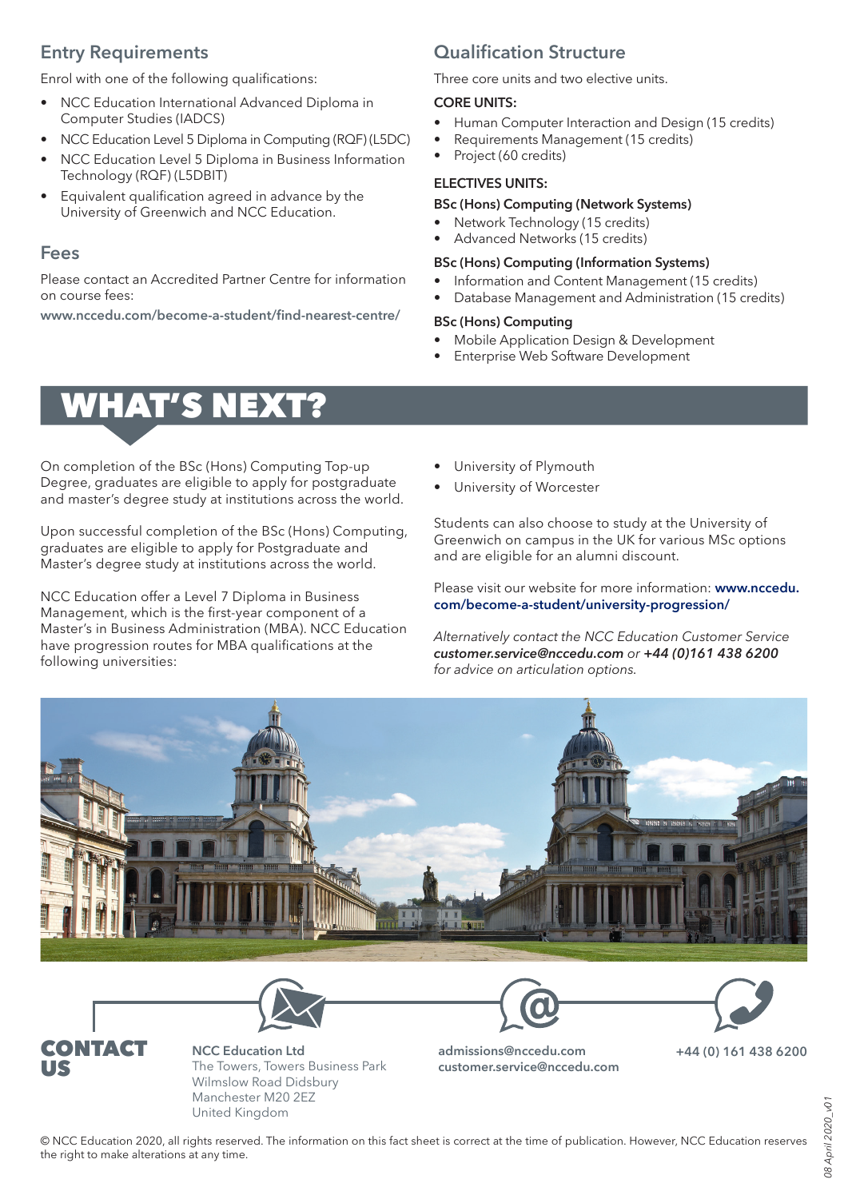## Entry Requirements

Enrol with one of the following qualifications:

- NCC Education International Advanced Diploma in Computer Studies (IADCS)
- NCC Education Level 5 Diploma in Computing (RQF) (L5DC)
- NCC Education Level 5 Diploma in Business Information Technology (RQF) (L5DBIT)
- Equivalent qualification agreed in advance by the University of Greenwich and NCC Education.

## Fees

Please contact an Accredited Partner Centre for information on course fees:

www.nccedu.com/become-a-student/find-nearest-centre/

## Qualification Structure

Three core units and two elective units.

**CORE UNITS:**

- Human Computer Interaction and Design (15 credits)
- Requirements Management (15 credits)
- Project (60 credits)

**ELECTIVES UNITS:**

**BSc (Hons) Computing (Network Systems)**

- Network Technology (15 credits)
- Advanced Networks (15 credits)

**BSc (Hons) Computing (Information Systems)**

- Information and Content Management (15 credits)
- Database Management and Administration (15 credits)

**BSc (Hons) Computing**

- Mobile Application Design & Development
- Enterprise Web Software Development

# WHAT'S NEXT?

On completion of the BSc (Hons) Computing Top-up Degree, graduates are eligible to apply for postgraduate and master's degree study at institutions across the world.

Upon successful completion of the BSc (Hons) Computing, graduates are eligible to apply for Postgraduate and Master's degree study at institutions across the world.

NCC Education offer a Level 7 Diploma in Business Management, which is the first-year component of a Master's in Business Administration (MBA). NCC Education have progression routes for MBA qualifications at the following universities:

- University of Plymouth
- University of Worcester

Students can also choose to study at the University of Greenwich on campus in the UK for various MSc options and are eligible for an alumni discount.

Please visit our website for more information: **www.nccedu.com/become-a-student/university-progression/**

*Alternatively contact the NCC Education Customer Service* ***customer.service@nccedu.com*** *or* ***+44 (0)161 438 6200*** *for advice on articulation options.*

## CONTACT US

**NCC Education Ltd**
The Towers, Towers Business Park
Wilmslow Road Didsbury
Manchester M20 2EZ
United Kingdom

**admissions@nccedu.com**
**customer.service@nccedu.com**

**+44 (0) 161 438 6200**

© NCC Education 2020, all rights reserved. The information on this fact sheet is correct at the time of publication. However, NCC Education reserves the right to make alterations at any time.

*08 April 2020_v01*